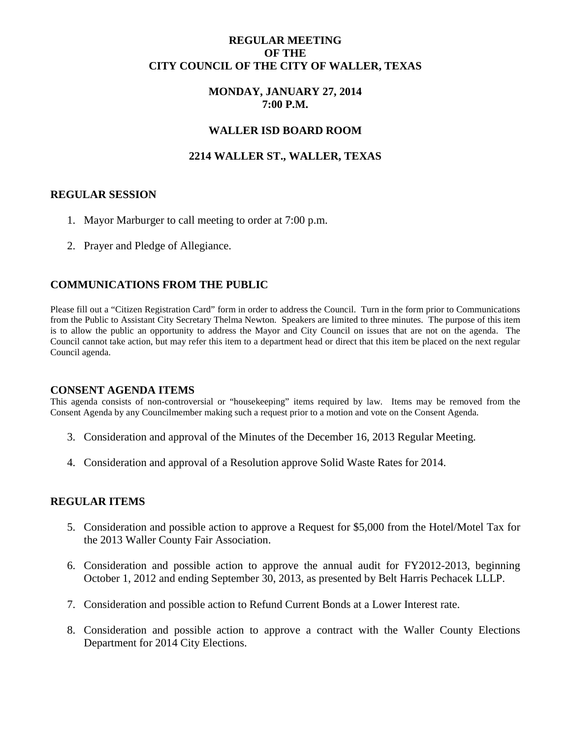# REGULAR MEETING
# OF THE
# CITY COUNCIL OF THE CITY OF WALLER, TEXAS

## MONDAY, JANUARY 27, 2014
## 7:00 P.M.

## WALLER ISD BOARD ROOM

## 2214 WALLER ST., WALLER, TEXAS

### REGULAR SESSION

1. Mayor Marburger to call meeting to order at 7:00 p.m.

2. Prayer and Pledge of Allegiance.

### COMMUNICATIONS FROM THE PUBLIC

Please fill out a "Citizen Registration Card" form in order to address the Council. Turn in the form prior to Communications from the Public to Assistant City Secretary Thelma Newton. Speakers are limited to three minutes. The purpose of this item is to allow the public an opportunity to address the Mayor and City Council on issues that are not on the agenda. The Council cannot take action, but may refer this item to a department head or direct that this item be placed on the next regular Council agenda.

### CONSENT AGENDA ITEMS

This agenda consists of non-controversial or "housekeeping" items required by law. Items may be removed from the Consent Agenda by any Councilmember making such a request prior to a motion and vote on the Consent Agenda.

3. Consideration and approval of the Minutes of the December 16, 2013 Regular Meeting.

4. Consideration and approval of a Resolution approve Solid Waste Rates for 2014.

### REGULAR ITEMS

5. Consideration and possible action to approve a Request for $5,000 from the Hotel/Motel Tax for the 2013 Waller County Fair Association.

6. Consideration and possible action to approve the annual audit for FY2012-2013, beginning October 1, 2012 and ending September 30, 2013, as presented by Belt Harris Pechacek LLLP.

7. Consideration and possible action to Refund Current Bonds at a Lower Interest rate.

8. Consideration and possible action to approve a contract with the Waller County Elections Department for 2014 City Elections.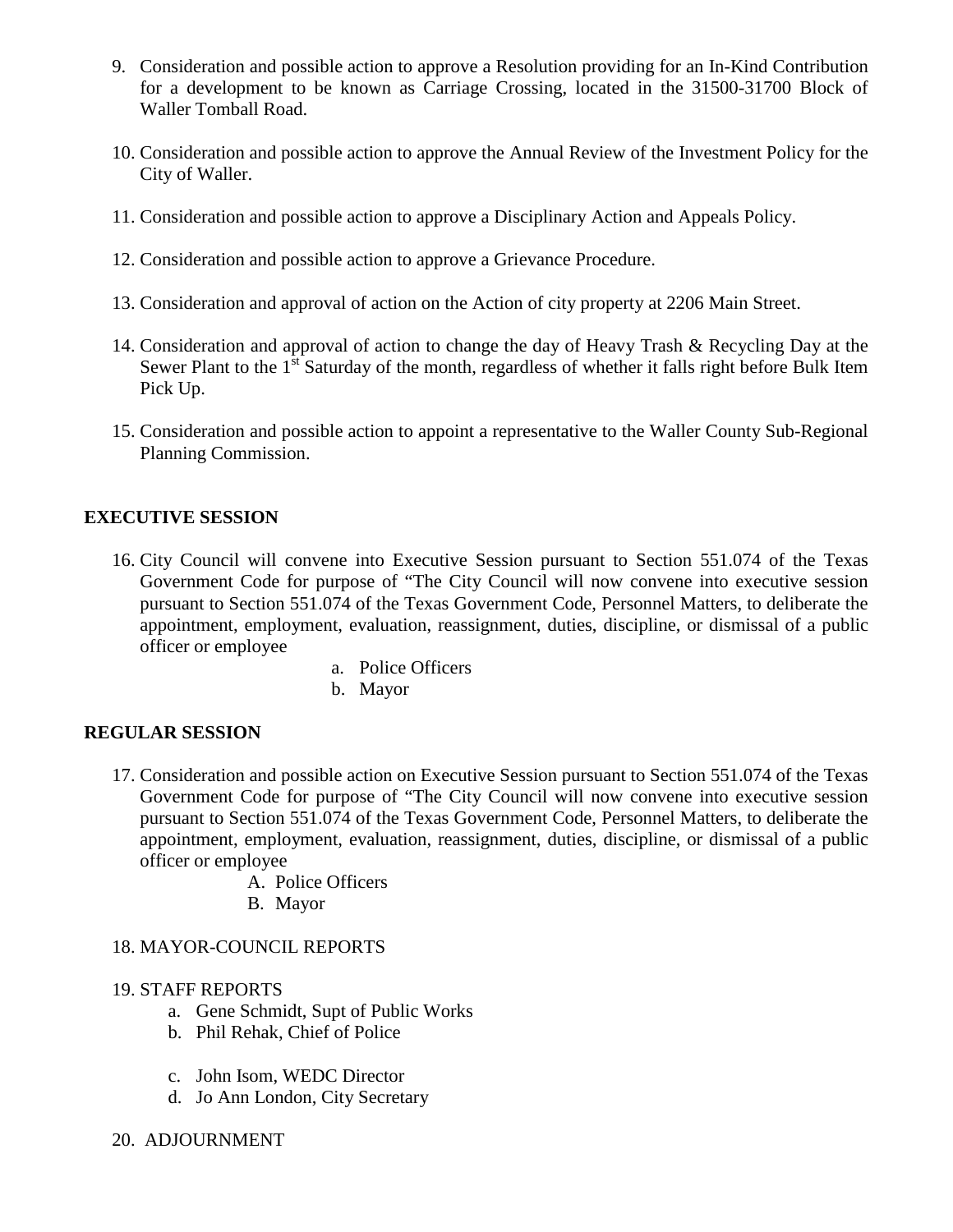9. Consideration and possible action to approve a Resolution providing for an In-Kind Contribution for a development to be known as Carriage Crossing, located in the 31500-31700 Block of Waller Tomball Road.

10. Consideration and possible action to approve the Annual Review of the Investment Policy for the City of Waller.

11. Consideration and possible action to approve a Disciplinary Action and Appeals Policy.

12. Consideration and possible action to approve a Grievance Procedure.

13. Consideration and approval of action on the Action of city property at 2206 Main Street.

14. Consideration and approval of action to change the day of Heavy Trash & Recycling Day at the Sewer Plant to the 1st Saturday of the month, regardless of whether it falls right before Bulk Item Pick Up.

15. Consideration and possible action to appoint a representative to the Waller County Sub-Regional Planning Commission.

**EXECUTIVE SESSION**

16. City Council will convene into Executive Session pursuant to Section 551.074 of the Texas Government Code for purpose of "The City Council will now convene into executive session pursuant to Section 551.074 of the Texas Government Code, Personnel Matters, to deliberate the appointment, employment, evaluation, reassignment, duties, discipline, or dismissal of a public officer or employee
    a. Police Officers
    b. Mayor

**REGULAR SESSION**

17. Consideration and possible action on Executive Session pursuant to Section 551.074 of the Texas Government Code for purpose of "The City Council will now convene into executive session pursuant to Section 551.074 of the Texas Government Code, Personnel Matters, to deliberate the appointment, employment, evaluation, reassignment, duties, discipline, or dismissal of a public officer or employee
    A. Police Officers
    B. Mayor

18. MAYOR-COUNCIL REPORTS

19. STAFF REPORTS
    a. Gene Schmidt, Supt of Public Works
    b. Phil Rehak, Chief of Police
    c. John Isom, WEDC Director
    d. Jo Ann London, City Secretary

20. ADJOURNMENT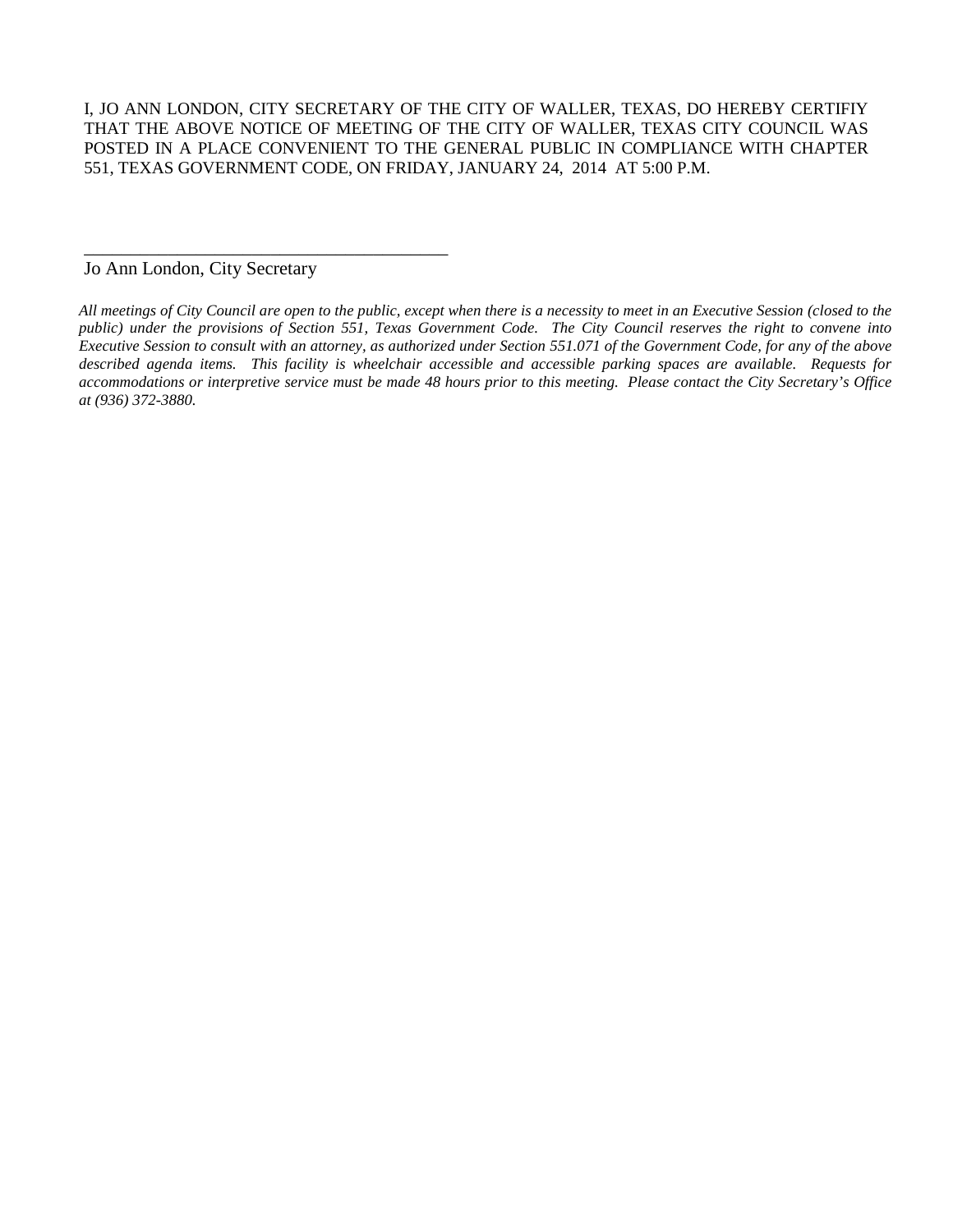I, JO ANN LONDON, CITY SECRETARY OF THE CITY OF WALLER, TEXAS, DO HEREBY CERTIFIY THAT THE ABOVE NOTICE OF MEETING OF THE CITY OF WALLER, TEXAS CITY COUNCIL WAS POSTED IN A PLACE CONVENIENT TO THE GENERAL PUBLIC IN COMPLIANCE WITH CHAPTER 551, TEXAS GOVERNMENT CODE, ON FRIDAY, JANUARY 24, 2014 AT 5:00 P.M.

\_\_\_\_\_\_\_\_\_\_\_\_\_\_\_\_\_\_\_\_\_\_\_\_\_\_\_\_\_\_\_\_\_\_\_\_\_\_\_\_\_\_

Jo Ann London, City Secretary

*All meetings of City Council are open to the public, except when there is a necessity to meet in an Executive Session (closed to the public) under the provisions of Section 551, Texas Government Code. The City Council reserves the right to convene into Executive Session to consult with an attorney, as authorized under Section 551.071 of the Government Code, for any of the above described agenda items. This facility is wheelchair accessible and accessible parking spaces are available. Requests for accommodations or interpretive service must be made 48 hours prior to this meeting. Please contact the City Secretary's Office at (936) 372-3880.*